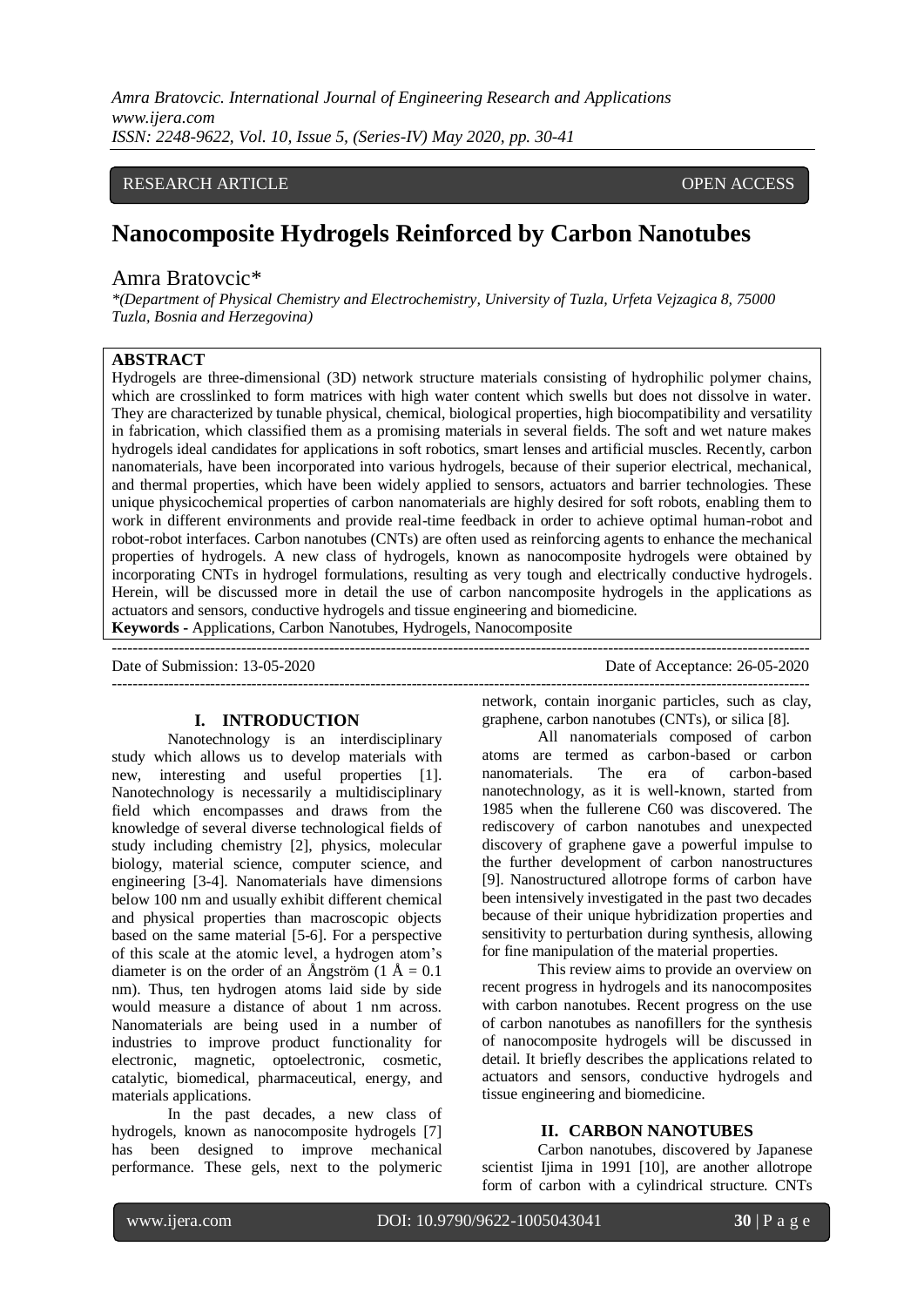RESEARCH ARTICLE OPEN ACCESS

# Nanocomposite Hydrogels Reinforced by Carbon Nanotubes

Amra Bratovcic*

*(Department of Physical Chemistry and Electrochemistry, University of Tuzla, Urfeta Vejzagica 8, 75000 Tuzla, Bosnia and Herzegovina)

## ABSTRACT

Hydrogels are three-dimensional (3D) network structure materials consisting of hydrophilic polymer chains, which are crosslinked to form matrices with high water content which swells but does not dissolve in water. They are characterized by tunable physical, chemical, biological properties, high biocompatibility and versatility in fabrication, which classified them as a promising materials in several fields. The soft and wet nature makes hydrogels ideal candidates for applications in soft robotics, smart lenses and artificial muscles. Recently, carbon nanomaterials, have been incorporated into various hydrogels, because of their superior electrical, mechanical, and thermal properties, which have been widely applied to sensors, actuators and barrier technologies. These unique physicochemical properties of carbon nanomaterials are highly desired for soft robots, enabling them to work in different environments and provide real-time feedback in order to achieve optimal human-robot and robot-robot interfaces. Carbon nanotubes (CNTs) are often used as reinforcing agents to enhance the mechanical properties of hydrogels. A new class of hydrogels, known as nanocomposite hydrogels were obtained by incorporating CNTs in hydrogel formulations, resulting as very tough and electrically conductive hydrogels. Herein, will be discussed more in detail the use of carbon nancomposite hydrogels in the applications as actuators and sensors, conductive hydrogels and tissue engineering and biomedicine.

**Keywords -** Applications, Carbon Nanotubes, Hydrogels, Nanocomposite

Date of Submission: 13-05-2020 Date of Acceptance: 26-05-2020

## I. INTRODUCTION

Nanotechnology is an interdisciplinary study which allows us to develop materials with new, interesting and useful properties [1]. Nanotechnology is necessarily a multidisciplinary field which encompasses and draws from the knowledge of several diverse technological fields of study including chemistry [2], physics, molecular biology, material science, computer science, and engineering [3-4]. Nanomaterials have dimensions below 100 nm and usually exhibit different chemical and physical properties than macroscopic objects based on the same material [5-6]. For a perspective of this scale at the atomic level, a hydrogen atom's diameter is on the order of an Ångström (1 Å = 0.1 nm). Thus, ten hydrogen atoms laid side by side would measure a distance of about 1 nm across. Nanomaterials are being used in a number of industries to improve product functionality for electronic, magnetic, optoelectronic, cosmetic, catalytic, biomedical, pharmaceutical, energy, and materials applications.

In the past decades, a new class of hydrogels, known as nanocomposite hydrogels [7] has been designed to improve mechanical performance. These gels, next to the polymeric network, contain inorganic particles, such as clay, graphene, carbon nanotubes (CNTs), or silica [8].

All nanomaterials composed of carbon atoms are termed as carbon-based or carbon nanomaterials. The era of carbon-based nanotechnology, as it is well-known, started from 1985 when the fullerene C60 was discovered. The rediscovery of carbon nanotubes and unexpected discovery of graphene gave a powerful impulse to the further development of carbon nanostructures [9]. Nanostructured allotrope forms of carbon have been intensively investigated in the past two decades because of their unique hybridization properties and sensitivity to perturbation during synthesis, allowing for fine manipulation of the material properties.

This review aims to provide an overview on recent progress in hydrogels and its nanocomposites with carbon nanotubes. Recent progress on the use of carbon nanotubes as nanofillers for the synthesis of nanocomposite hydrogels will be discussed in detail. It briefly describes the applications related to actuators and sensors, conductive hydrogels and tissue engineering and biomedicine.

## II. CARBON NANOTUBES

Carbon nanotubes, discovered by Japanese scientist Ijima in 1991 [10], are another allotrope form of carbon with a cylindrical structure. CNTs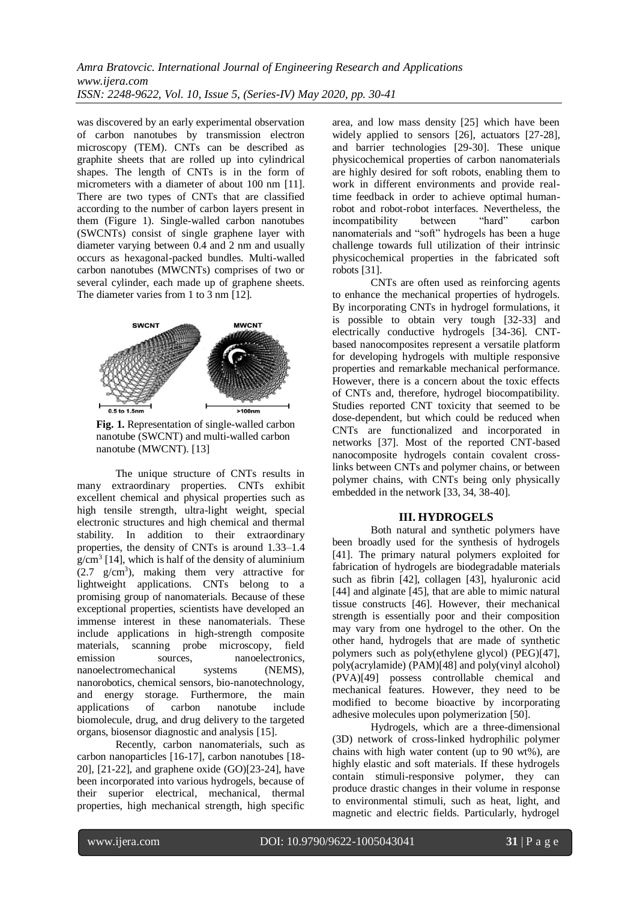was discovered by an early experimental observation of carbon nanotubes by transmission electron microscopy (TEM). CNTs can be described as graphite sheets that are rolled up into cylindrical shapes. The length of CNTs is in the form of micrometers with a diameter of about 100 nm [11]. There are two types of CNTs that are classified according to the number of carbon layers present in them (Figure 1). Single-walled carbon nanotubes (SWCNTs) consist of single graphene layer with diameter varying between 0.4 and 2 nm and usually occurs as hexagonal-packed bundles. Multi-walled carbon nanotubes (MWCNTs) comprises of two or several cylinder, each made up of graphene sheets. The diameter varies from 1 to 3 nm [12].

**Fig. 1.** Representation of single-walled carbon nanotube (SWCNT) and multi-walled carbon nanotube (MWCNT). [13]

The unique structure of CNTs results in many extraordinary properties. CNTs exhibit excellent chemical and physical properties such as high tensile strength, ultra-light weight, special electronic structures and high chemical and thermal stability. In addition to their extraordinary properties, the density of CNTs is around 1.33–1.4 $g/cm^3$ [14], which is half of the density of aluminium (2.7 $g/cm^3$), making them very attractive for lightweight applications. CNTs belong to a promising group of nanomaterials. Because of these exceptional properties, scientists have developed an immense interest in these nanomaterials. These include applications in high-strength composite materials, scanning probe microscopy, field emission sources, nanoelectronics, nanoelectromechanical systems (NEMS), nanorobotics, chemical sensors, bio-nanotechnology, and energy storage. Furthermore, the main applications of carbon nanotube include biomolecule, drug, and drug delivery to the targeted organs, biosensor diagnostic and analysis [15].

Recently, carbon nanomaterials, such as carbon nanoparticles [16-17], carbon nanotubes [18-20], [21-22], and graphene oxide (GO)[23-24], have been incorporated into various hydrogels, because of their superior electrical, mechanical, thermal properties, high mechanical strength, high specific area, and low mass density [25] which have been widely applied to sensors [26], actuators [27-28], and barrier technologies [29-30]. These unique physicochemical properties of carbon nanomaterials are highly desired for soft robots, enabling them to work in different environments and provide real-time feedback in order to achieve optimal human-robot and robot-robot interfaces. Nevertheless, the incompatibility between "hard" carbon nanomaterials and "soft" hydrogels has been a huge challenge towards full utilization of their intrinsic physicochemical properties in the fabricated soft robots [31].

CNTs are often used as reinforcing agents to enhance the mechanical properties of hydrogels. By incorporating CNTs in hydrogel formulations, it is possible to obtain very tough [32-33] and electrically conductive hydrogels [34-36]. CNT-based nanocomposites represent a versatile platform for developing hydrogels with multiple responsive properties and remarkable mechanical performance. However, there is a concern about the toxic effects of CNTs and, therefore, hydrogel biocompatibility. Studies reported CNT toxicity that seemed to be dose-dependent, but which could be reduced when CNTs are functionalized and incorporated in networks [37]. Most of the reported CNT-based nanocomposite hydrogels contain covalent cross-links between CNTs and polymer chains, or between polymer chains, with CNTs being only physically embedded in the network [33, 34, 38-40].

## III. HYDROGELS

Both natural and synthetic polymers have been broadly used for the synthesis of hydrogels [41]. The primary natural polymers exploited for fabrication of hydrogels are biodegradable materials such as fibrin [42], collagen [43], hyaluronic acid [44] and alginate [45], that are able to mimic natural tissue constructs [46]. However, their mechanical strength is essentially poor and their composition may vary from one hydrogel to the other. On the other hand, hydrogels that are made of synthetic polymers such as poly(ethylene glycol) (PEG)[47], poly(acrylamide) (PAM)[48] and poly(vinyl alcohol) (PVA)[49] possess controllable chemical and mechanical features. However, they need to be modified to become bioactive by incorporating adhesive molecules upon polymerization [50].

Hydrogels, which are a three-dimensional (3D) network of cross-linked hydrophilic polymer chains with high water content (up to 90 wt%), are highly elastic and soft materials. If these hydrogels contain stimuli-responsive polymer, they can produce drastic changes in their volume in response to environmental stimuli, such as heat, light, and magnetic and electric fields. Particularly, hydrogel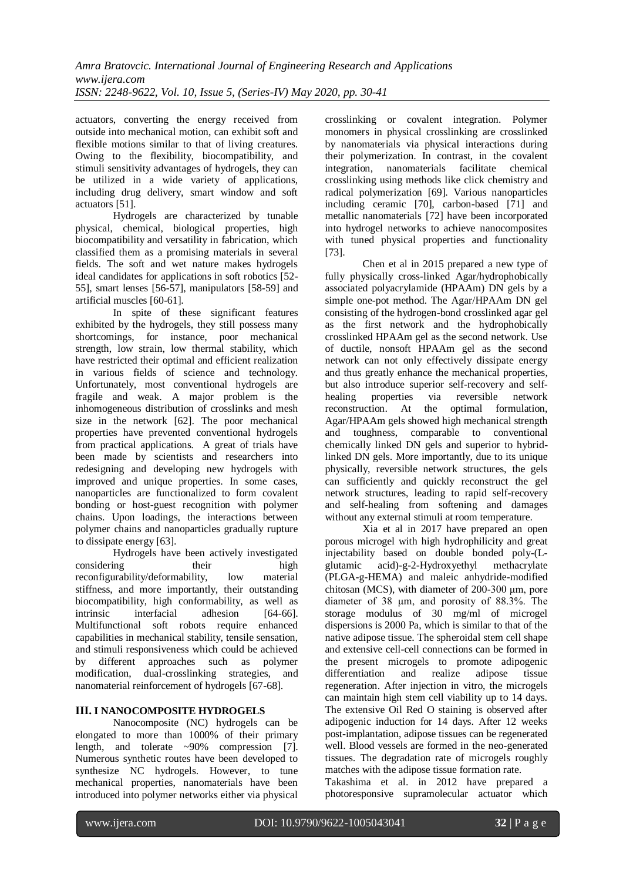actuators, converting the energy received from outside into mechanical motion, can exhibit soft and flexible motions similar to that of living creatures. Owing to the flexibility, biocompatibility, and stimuli sensitivity advantages of hydrogels, they can be utilized in a wide variety of applications, including drug delivery, smart window and soft actuators [51].

Hydrogels are characterized by tunable physical, chemical, biological properties, high biocompatibility and versatility in fabrication, which classified them as a promising materials in several fields. The soft and wet nature makes hydrogels ideal candidates for applications in soft robotics [52-55], smart lenses [56-57], manipulators [58-59] and artificial muscles [60-61].

In spite of these significant features exhibited by the hydrogels, they still possess many shortcomings, for instance, poor mechanical strength, low strain, low thermal stability, which have restricted their optimal and efficient realization in various fields of science and technology. Unfortunately, most conventional hydrogels are fragile and weak. A major problem is the inhomogeneous distribution of crosslinks and mesh size in the network [62]. The poor mechanical properties have prevented conventional hydrogels from practical applications. A great of trials have been made by scientists and researchers into redesigning and developing new hydrogels with improved and unique properties. In some cases, nanoparticles are functionalized to form covalent bonding or host-guest recognition with polymer chains. Upon loadings, the interactions between polymer chains and nanoparticles gradually rupture to dissipate energy [63].

Hydrogels have been actively investigated considering their high reconfigurability/deformability, low material stiffness, and more importantly, their outstanding biocompatibility, high conformability, as well as intrinsic interfacial adhesion [64-66]. Multifunctional soft robots require enhanced capabilities in mechanical stability, tensile sensation, and stimuli responsiveness which could be achieved by different approaches such as polymer modification, dual-crosslinking strategies, and nanomaterial reinforcement of hydrogels [67-68].

## III. I NANOCOMPOSITE HYDROGELS

Nanocomposite (NC) hydrogels can be elongated to more than 1000% of their primary length, and tolerate ~90% compression [7]. Numerous synthetic routes have been developed to synthesize NC hydrogels. However, to tune mechanical properties, nanomaterials have been introduced into polymer networks either via physical crosslinking or covalent integration. Polymer monomers in physical crosslinking are crosslinked by nanomaterials via physical interactions during their polymerization. In contrast, in the covalent integration, nanomaterials facilitate chemical crosslinking using methods like click chemistry and radical polymerization [69]. Various nanoparticles including ceramic [70], carbon-based [71] and metallic nanomaterials [72] have been incorporated into hydrogel networks to achieve nanocomposites with tuned physical properties and functionality [73].

Chen et al in 2015 prepared a new type of fully physically cross-linked Agar/hydrophobically associated polyacrylamide (HPAAm) DN gels by a simple one-pot method. The Agar/HPAAm DN gel consisting of the hydrogen-bond crosslinked agar gel as the first network and the hydrophobically crosslinked HPAAm gel as the second network. Use of ductile, nonsoft HPAAm gel as the second network can not only effectively dissipate energy and thus greatly enhance the mechanical properties, but also introduce superior self-recovery and self-healing properties via reversible network reconstruction. At the optimal formulation, Agar/HPAAm gels showed high mechanical strength and toughness, comparable to conventional chemically linked DN gels and superior to hybrid-linked DN gels. More importantly, due to its unique physically, reversible network structures, the gels can sufficiently and quickly reconstruct the gel network structures, leading to rapid self-recovery and self-healing from softening and damages without any external stimuli at room temperature.

Xia et al in 2017 have prepared an open porous microgel with high hydrophilicity and great injectability based on double bonded poly-(L-glutamic acid)-g-2-Hydroxyethyl methacrylate (PLGA-g-HEMA) and maleic anhydride-modified chitosan (MCS), with diameter of 200-300 μm, pore diameter of 38 μm, and porosity of 88.3%. The storage modulus of 30 mg/ml of microgel dispersions is 2000 Pa, which is similar to that of the native adipose tissue. The spheroidal stem cell shape and extensive cell-cell connections can be formed in the present microgels to promote adipogenic differentiation and realize adipose tissue regeneration. After injection in vitro, the microgels can maintain high stem cell viability up to 14 days. The extensive Oil Red O staining is observed after adipogenic induction for 14 days. After 12 weeks post-implantation, adipose tissues can be regenerated well. Blood vessels are formed in the neo-generated tissues. The degradation rate of microgels roughly matches with the adipose tissue formation rate.

Takashima et al. in 2012 have prepared a photoresponsive supramolecular actuator which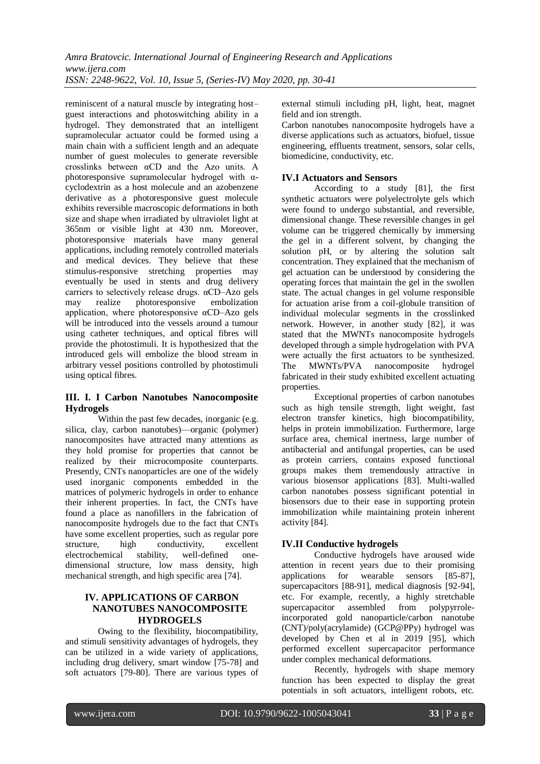reminiscent of a natural muscle by integrating host–guest interactions and photoswitching ability in a hydrogel. They demonstrated that an intelligent supramolecular actuator could be formed using a main chain with a sufficient length and an adequate number of guest molecules to generate reversible crosslinks between αCD and the Azo units. A photoresponsive supramolecular hydrogel with α-cyclodextrin as a host molecule and an azobenzene derivative as a photoresponsive guest molecule exhibits reversible macroscopic deformations in both size and shape when irradiated by ultraviolet light at 365nm or visible light at 430 nm. Moreover, photoresponsive materials have many general applications, including remotely controlled materials and medical devices. They believe that these stimulus-responsive stretching properties may eventually be used in stents and drug delivery carriers to selectively release drugs. αCD–Azo gels may realize photoresponsive embolization application, where photoresponsive αCD–Azo gels will be introduced into the vessels around a tumour using catheter techniques, and optical fibres will provide the photostimuli. It is hypothesized that the introduced gels will embolize the blood stream in arbitrary vessel positions controlled by photostimuli using optical fibres.

### III. I. I Carbon Nanotubes Nanocomposite Hydrogels

Within the past few decades, inorganic (e.g. silica, clay, carbon nanotubes)—organic (polymer) nanocomposites have attracted many attentions as they hold promise for properties that cannot be realized by their microcomposite counterparts. Presently, CNTs nanoparticles are one of the widely used inorganic components embedded in the matrices of polymeric hydrogels in order to enhance their inherent properties. In fact, the CNTs have found a place as nanofillers in the fabrication of nanocomposite hydrogels due to the fact that CNTs have some excellent properties, such as regular pore structure, high conductivity, excellent electrochemical stability, well-defined one-dimensional structure, low mass density, high mechanical strength, and high specific area [74].

## IV. APPLICATIONS OF CARBON NANOTUBES NANOCOMPOSITE HYDROGELS

Owing to the flexibility, biocompatibility, and stimuli sensitivity advantages of hydrogels, they can be utilized in a wide variety of applications, including drug delivery, smart window [75-78] and soft actuators [79-80]. There are various types of external stimuli including pH, light, heat, magnet field and ion strength.

Carbon nanotubes nanocomposite hydrogels have a diverse applications such as actuators, biofuel, tissue engineering, effluents treatment, sensors, solar cells, biomedicine, conductivity, etc.

### IV.I Actuators and Sensors

According to a study [81], the first synthetic actuators were polyelectrolyte gels which were found to undergo substantial, and reversible, dimensional change. These reversible changes in gel volume can be triggered chemically by immersing the gel in a different solvent, by changing the solution pH, or by altering the solution salt concentration. They explained that the mechanism of gel actuation can be understood by considering the operating forces that maintain the gel in the swollen state. The actual changes in gel volume responsible for actuation arise from a coil-globule transition of individual molecular segments in the crosslinked network. However, in another study [82], it was stated that the MWNTs nanocomposite hydrogels developed through a simple hydrogelation with PVA were actually the first actuators to be synthesized. The MWNTs/PVA nanocomposite hydrogel fabricated in their study exhibited excellent actuating properties.

Exceptional properties of carbon nanotubes such as high tensile strength, light weight, fast electron transfer kinetics, high biocompatibility, helps in protein immobilization. Furthermore, large surface area, chemical inertness, large number of antibacterial and antifungal properties, can be used as protein carriers, contains exposed functional groups makes them tremendously attractive in various biosensor applications [83]. Multi-walled carbon nanotubes possess significant potential in biosensors due to their ease in supporting protein immobilization while maintaining protein inherent activity [84].

### IV.II Conductive hydrogels

Conductive hydrogels have aroused wide attention in recent years due to their promising applications for wearable sensors [85-87], supercapacitors [88-91], medical diagnosis [92-94], etc. For example, recently, a highly stretchable supercapacitor assembled from polypyrrole-incorporated gold nanoparticle/carbon nanotube (CNT)/poly(acrylamide) (GCP@PPy) hydrogel was developed by Chen et al in 2019 [95], which performed excellent supercapacitor performance under complex mechanical deformations.

Recently, hydrogels with shape memory function has been expected to display the great potentials in soft actuators, intelligent robots, etc.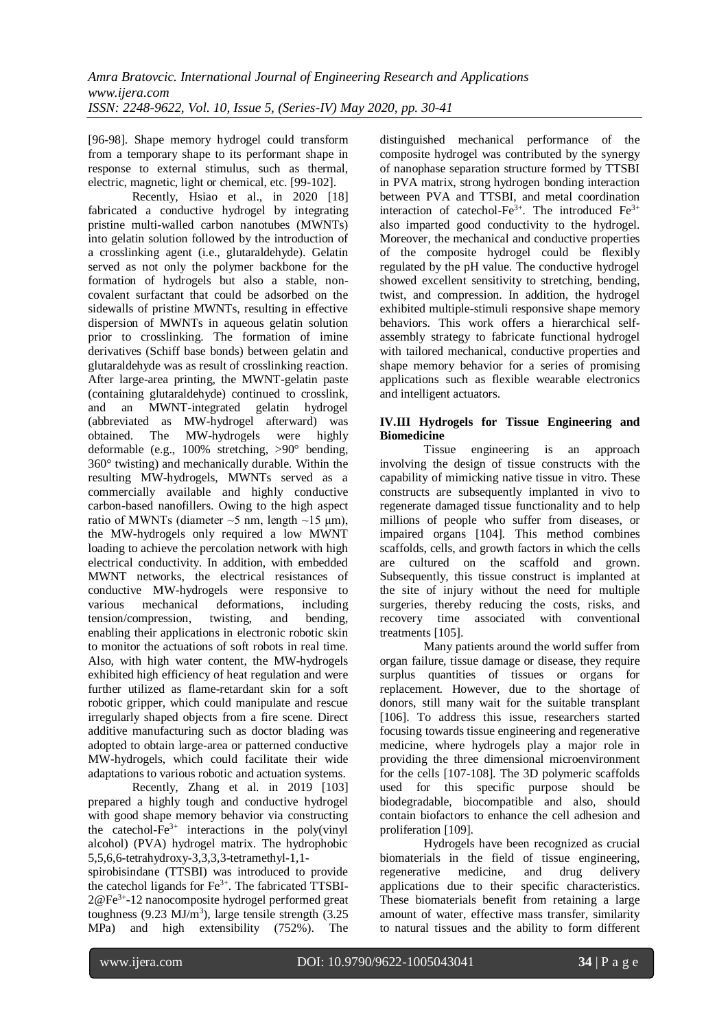[96-98]. Shape memory hydrogel could transform from a temporary shape to its performant shape in response to external stimulus, such as thermal, electric, magnetic, light or chemical, etc. [99-102].

Recently, Hsiao et al., in 2020 [18] fabricated a conductive hydrogel by integrating pristine multi-walled carbon nanotubes (MWNTs) into gelatin solution followed by the introduction of a crosslinking agent (i.e., glutaraldehyde). Gelatin served as not only the polymer backbone for the formation of hydrogels but also a stable, non-covalent surfactant that could be adsorbed on the sidewalls of pristine MWNTs, resulting in effective dispersion of MWNTs in aqueous gelatin solution prior to crosslinking. The formation of imine derivatives (Schiff base bonds) between gelatin and glutaraldehyde was as result of crosslinking reaction. After large-area printing, the MWNT-gelatin paste (containing glutaraldehyde) continued to crosslink, and an MWNT-integrated gelatin hydrogel (abbreviated as MW-hydrogel afterward) was obtained. The MW-hydrogels were highly deformable (e.g., 100% stretching, >90° bending, 360° twisting) and mechanically durable. Within the resulting MW-hydrogels, MWNTs served as a commercially available and highly conductive carbon-based nanofillers. Owing to the high aspect ratio of MWNTs (diameter ~5 nm, length ~15 μm), the MW-hydrogels only required a low MWNT loading to achieve the percolation network with high electrical conductivity. In addition, with embedded MWNT networks, the electrical resistances of conductive MW-hydrogels were responsive to various mechanical deformations, including tension/compression, twisting, and bending, enabling their applications in electronic robotic skin to monitor the actuations of soft robots in real time. Also, with high water content, the MW-hydrogels exhibited high efficiency of heat regulation and were further utilized as flame-retardant skin for a soft robotic gripper, which could manipulate and rescue irregularly shaped objects from a fire scene. Direct additive manufacturing such as doctor blading was adopted to obtain large-area or patterned conductive MW-hydrogels, which could facilitate their wide adaptations to various robotic and actuation systems.

Recently, Zhang et al. in 2019 [103] prepared a highly tough and conductive hydrogel with good shape memory behavior via constructing the catechol-$Fe^{3+}$ interactions in the poly(vinyl alcohol) (PVA) hydrogel matrix. The hydrophobic 5,5,6,6-tetrahydroxy-3,3,3,3-tetramethyl-1,1-spirobisindane (TTSBI) was introduced to provide the catechol ligands for $Fe^{3+}$. The fabricated TTSBI-2@$Fe^{3+}$-12 nanocomposite hydrogel performed great toughness (9.23 $MJ/m^3$), large tensile strength (3.25 MPa) and high extensibility (752%). The distinguished mechanical performance of the composite hydrogel was contributed by the synergy of nanophase separation structure formed by TTSBI in PVA matrix, strong hydrogen bonding interaction between PVA and TTSBI, and metal coordination interaction of catechol-$Fe^{3+}$. The introduced $Fe^{3+}$ also imparted good conductivity to the hydrogel. Moreover, the mechanical and conductive properties of the composite hydrogel could be flexibly regulated by the pH value. The conductive hydrogel showed excellent sensitivity to stretching, bending, twist, and compression. In addition, the hydrogel exhibited multiple-stimuli responsive shape memory behaviors. This work offers a hierarchical self-assembly strategy to fabricate functional hydrogel with tailored mechanical, conductive properties and shape memory behavior for a series of promising applications such as flexible wearable electronics and intelligent actuators.

### IV.III Hydrogels for Tissue Engineering and Biomedicine

Tissue engineering is an approach involving the design of tissue constructs with the capability of mimicking native tissue in vitro. These constructs are subsequently implanted in vivo to regenerate damaged tissue functionality and to help millions of people who suffer from diseases, or impaired organs [104]. This method combines scaffolds, cells, and growth factors in which the cells are cultured on the scaffold and grown. Subsequently, this tissue construct is implanted at the site of injury without the need for multiple surgeries, thereby reducing the costs, risks, and recovery time associated with conventional treatments [105].

Many patients around the world suffer from organ failure, tissue damage or disease, they require surplus quantities of tissues or organs for replacement. However, due to the shortage of donors, still many wait for the suitable transplant [106]. To address this issue, researchers started focusing towards tissue engineering and regenerative medicine, where hydrogels play a major role in providing the three dimensional microenvironment for the cells [107-108]. The 3D polymeric scaffolds used for this specific purpose should be biodegradable, biocompatible and also, should contain biofactors to enhance the cell adhesion and proliferation [109].

Hydrogels have been recognized as crucial biomaterials in the field of tissue engineering, regenerative medicine, and drug delivery applications due to their specific characteristics. These biomaterials benefit from retaining a large amount of water, effective mass transfer, similarity to natural tissues and the ability to form different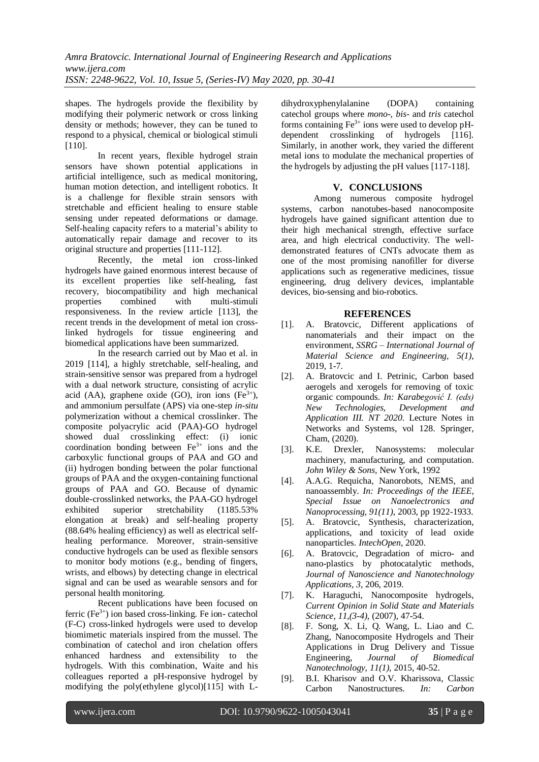shapes. The hydrogels provide the flexibility by modifying their polymeric network or cross linking density or methods; however, they can be tuned to respond to a physical, chemical or biological stimuli [110].

In recent years, flexible hydrogel strain sensors have shown potential applications in artificial intelligence, such as medical monitoring, human motion detection, and intelligent robotics. It is a challenge for flexible strain sensors with stretchable and efficient healing to ensure stable sensing under repeated deformations or damage. Self-healing capacity refers to a material's ability to automatically repair damage and recover to its original structure and properties [111-112].

Recently, the metal ion cross-linked hydrogels have gained enormous interest because of its excellent properties like self-healing, fast recovery, biocompatibility and high mechanical properties combined with multi-stimuli responsiveness. In the review article [113], the recent trends in the development of metal ion cross-linked hydrogels for tissue engineering and biomedical applications have been summarized.

In the research carried out by Mao et al. in 2019 [114], a highly stretchable, self-healing, and strain-sensitive sensor was prepared from a hydrogel with a dual network structure, consisting of acrylic acid (AA), graphene oxide (GO), iron ions ($Fe^{3+}$), and ammonium persulfate (APS) via one-step *in-situ* polymerization without a chemical crosslinker. The composite polyacrylic acid (PAA)-GO hydrogel showed dual crosslinking effect: (i) ionic coordination bonding between $Fe^{3+}$ ions and the carboxylic functional groups of PAA and GO and (ii) hydrogen bonding between the polar functional groups of PAA and the oxygen-containing functional groups of PAA and GO. Because of dynamic double-crosslinked networks, the PAA-GO hydrogel exhibited superior stretchability (1185.53% elongation at break) and self-healing property (88.64% healing efficiency) as well as electrical self-healing performance. Moreover, strain-sensitive conductive hydrogels can be used as flexible sensors to monitor body motions (e.g., bending of fingers, wrists, and elbows) by detecting change in electrical signal and can be used as wearable sensors and for personal health monitoring.

Recent publications have been focused on ferric ($Fe^{3+}$) ion based cross-linking. Fe ion- catechol (F-C) cross-linked hydrogels were used to develop biomimetic materials inspired from the mussel. The combination of catechol and iron chelation offers enhanced hardness and extensibility to the hydrogels. With this combination, Waite and his colleagues reported a pH-responsive hydrogel by modifying the poly(ethylene glycol)[115] with L-dihydroxyphenylalanine (DOPA) containing catechol groups where *mono-*, *bis-* and *tris* catechol forms containing $Fe^{3+}$ ions were used to develop pH-dependent crosslinking of hydrogels [116]. Similarly, in another work, they varied the different metal ions to modulate the mechanical properties of the hydrogels by adjusting the pH values [117-118].

## V. CONCLUSIONS

Among numerous composite hydrogel systems, carbon nanotubes-based nanocomposite hydrogels have gained significant attention due to their high mechanical strength, effective surface area, and high electrical conductivity. The well-demonstrated features of CNTs advocate them as one of the most promising nanofiller for diverse applications such as regenerative medicines, tissue engineering, drug delivery devices, implantable devices, bio-sensing and bio-robotics.

## REFERENCES

[1]. A. Bratovcic, Different applications of nanomaterials and their impact on the environment, *SSRG – International Journal of Material Science and Engineering, 5(1)*, 2019, 1-7.

[2]. A. Bratovcic and I. Petrinic, Carbon based aerogels and xerogels for removing of toxic organic compounds. *In: Karabegović I. (eds) New Technologies, Development and Application III. NT 2020.* Lecture Notes in Networks and Systems, vol 128. Springer, Cham, (2020).

[3]. K.E. Drexler, Nanosystems: molecular machinery, manufacturing, and computation. *John Wiley & Sons*, New York, 1992

[4]. A.A.G. Requicha, Nanorobots, NEMS, and nanoassembly. *In: Proceedings of the IEEE, Special Issue on Nanoelectronics and Nanoprocessing, 91(11)*, 2003, pp 1922-1933.

[5]. A. Bratovcic, Synthesis, characterization, applications, and toxicity of lead oxide nanoparticles. *IntechOpen*, 2020.

[6]. A. Bratovcic, Degradation of micro- and nano-plastics by photocatalytic methods, *Journal of Nanoscience and Nanotechnology Applications, 3*, 206, 2019.

[7]. K. Haraguchi, Nanocomposite hydrogels, *Current Opinion in Solid State and Materials Science, 11,(3-4)*, (2007), 47-54.

[8]. F. Song, X. Li, Q. Wang, L. Liao and C. Zhang, Nanocomposite Hydrogels and Their Applications in Drug Delivery and Tissue Engineering, *Journal of Biomedical Nanotechnology, 11(1)*, 2015, 40-52.

[9]. B.I. Kharisov and O.V. Kharissova, Classic Carbon Nanostructures. *In: Carbon*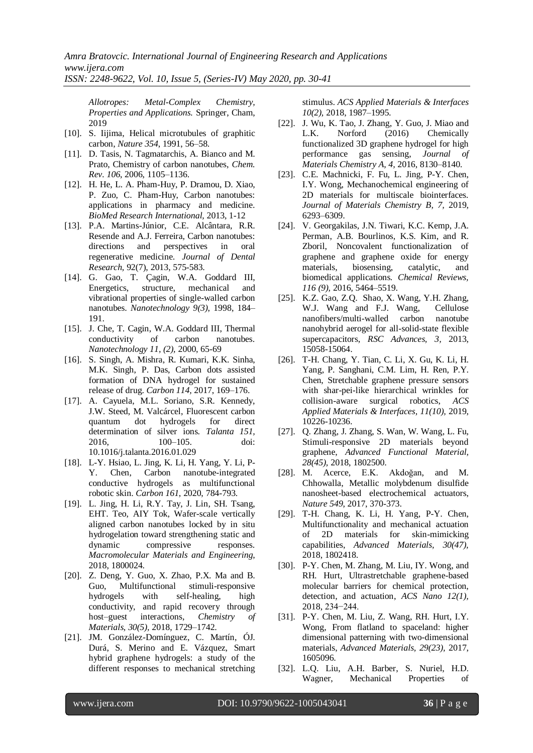*Allotropes: Metal-Complex Chemistry, Properties and Applications.* Springer, Cham, 2019

[10]. S. Iijima, Helical microtubules of graphitic carbon, *Nature 354*, 1991, 56–58.

[11]. D. Tasis, N. Tagmatarchis, A. Bianco and M. Prato, Chemistry of carbon nanotubes, *Chem. Rev. 106*, 2006, 1105–1136.

[12]. H. He, L. A. Pham-Huy, P. Dramou, D. Xiao, P. Zuo, C. Pham-Huy, Carbon nanotubes: applications in pharmacy and medicine. *BioMed Research International*, 2013, 1-12

[13]. P.A. Martins-Júnior, C.E. Alcântara, R.R. Resende and A.J. Ferreira, Carbon nanotubes: directions and perspectives in oral regenerative medicine. *Journal of Dental Research*, 92(7), 2013, 575-583.

[14]. G. Gao, T. Çagin, W.A. Goddard III, Energetics, structure, mechanical and vibrational properties of single-walled carbon nanotubes. *Nanotechnology 9(3)*, 1998, 184–191.

[15]. J. Che, T. Cagin, W.A. Goddard III, Thermal conductivity of carbon nanotubes. *Nanotechnology 11, (2)*, 2000, 65-69

[16]. S. Singh, A. Mishra, R. Kumari, K.K. Sinha, M.K. Singh, P. Das, Carbon dots assisted formation of DNA hydrogel for sustained release of drug. *Carbon 114*, 2017, 169–176.

[17]. A. Cayuela, M.L. Soriano, S.R. Kennedy, J.W. Steed, M. Valcárcel, Fluorescent carbon quantum dot hydrogels for direct determination of silver ions. *Talanta 151*, 2016, 100–105. doi: 10.1016/j.talanta.2016.01.029

[18]. L-Y. Hsiao, L. Jing, K. Li, H. Yang, Y. Li, P-Y. Chen, Carbon nanotube-integrated conductive hydrogels as multifunctional robotic skin. *Carbon 161*, 2020, 784-793.

[19]. L. Jing, H. Li, R.Y. Tay, J. Lin, SH. Tsang, EHT. Teo, AIY Tok, Wafer-scale vertically aligned carbon nanotubes locked by in situ hydrogelation toward strengthening static and dynamic compressive responses. *Macromolecular Materials and Engineering*, 2018, 1800024.

[20]. Z. Deng, Y. Guo, X. Zhao, P.X. Ma and B. Guo, Multifunctional stimuli-responsive hydrogels with self-healing, high conductivity, and rapid recovery through host–guest interactions, *Chemistry of Materials, 30(5)*, 2018, 1729–1742.

[21]. JM. González-Domínguez, C. Martín, ÓJ. Durá, S. Merino and E. Vázquez, Smart hybrid graphene hydrogels: a study of the different responses to mechanical stretching stimulus. *ACS Applied Materials & Interfaces 10(2)*, 2018, 1987–1995.

[22]. J. Wu, K. Tao, J. Zhang, Y. Guo, J. Miao and L.K. Norford (2016) Chemically functionalized 3D graphene hydrogel for high performance gas sensing, *Journal of Materials Chemistry A, 4*, 2016, 8130–8140.

[23]. C.E. Machnicki, F. Fu, L. Jing, P-Y. Chen, I.Y. Wong, Mechanochemical engineering of 2D materials for multiscale biointerfaces. *Journal of Materials Chemistry B, 7*, 2019, 6293–6309.

[24]. V. Georgakilas, J.N. Tiwari, K.C. Kemp, J.A. Perman, A.B. Bourlinos, K.S. Kim, and R. Zboril, Noncovalent functionalization of graphene and graphene oxide for energy materials, biosensing, catalytic, and biomedical applications. *Chemical Reviews, 116 (9)*, 2016, 5464–5519.

[25]. K.Z. Gao, Z.Q. Shao, X. Wang, Y.H. Zhang, W.J. Wang and F.J. Wang, Cellulose nanofibers/multi-walled carbon nanotube nanohybrid aerogel for all-solid-state flexible supercapacitors, *RSC Advances, 3*, 2013, 15058-15064.

[26]. T-H. Chang, Y. Tian, C. Li, X. Gu, K. Li, H. Yang, P. Sanghani, C.M. Lim, H. Ren, P.Y. Chen, Stretchable graphene pressure sensors with shar-pei-like hierarchical wrinkles for collision-aware surgical robotics, *ACS Applied Materials & Interfaces, 11(10)*, 2019, 10226-10236.

[27]. Q. Zhang, J. Zhang, S. Wan, W. Wang, L. Fu, Stimuli-responsive 2D materials beyond graphene, *Advanced Functional Material, 28(45)*, 2018, 1802500.

[28]. M. Acerce, E.K. Akdoğan, and M. Chhowalla, Metallic molybdenum disulfide nanosheet-based electrochemical actuators, *Nature 549*, 2017, 370-373.

[29]. T-H. Chang, K. Li, H. Yang, P-Y. Chen, Multifunctionality and mechanical actuation of 2D materials for skin-mimicking capabilities, *Advanced Materials, 30(47)*, 2018, 1802418.

[30]. P-Y. Chen, M. Zhang, M. Liu, IY. Wong, and RH. Hurt, Ultrastretchable graphene-based molecular barriers for chemical protection, detection, and actuation, *ACS Nano 12(1)*, 2018, 234−244.

[31]. P-Y. Chen, M. Liu, Z. Wang, RH. Hurt, I.Y. Wong, From flatland to spaceland: higher dimensional patterning with two-dimensional materials, *Advanced Materials, 29(23)*, 2017, 1605096.

[32]. L.Q. Liu, A.H. Barber, S. Nuriel, H.D. Wagner, Mechanical Properties of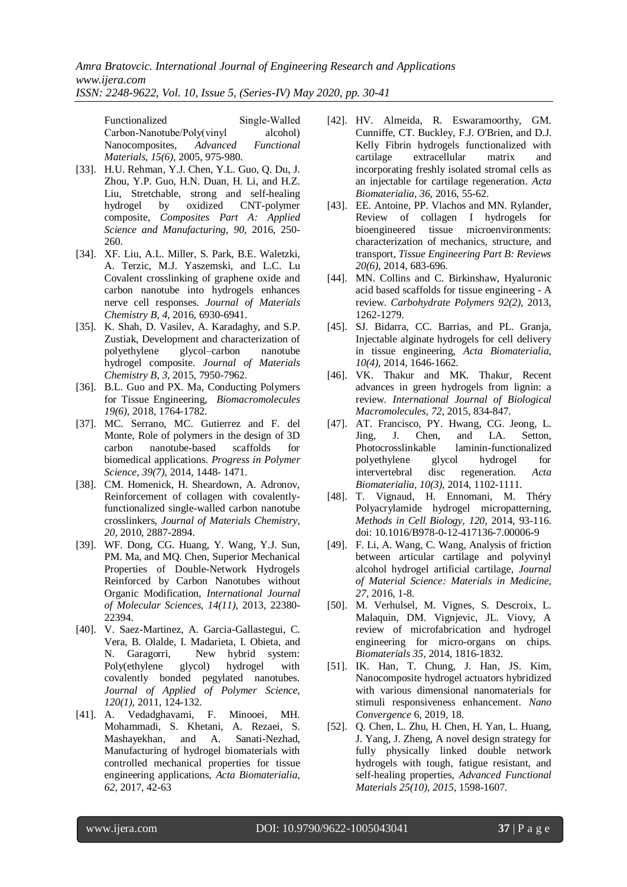Functionalized Single-Walled Carbon-Nanotube/Poly(vinyl alcohol) Nanocomposites, *Advanced Functional Materials, 15(6),* 2005, 975-980.

[33]. H.U. Rehman, Y.J. Chen, Y.L. Guo, Q. Du, J. Zhou, Y.P. Guo, H.N. Duan, H. Li, and H.Z. Liu, Stretchable, strong and self-healing hydrogel by oxidized CNT-polymer composite, *Composites Part A: Applied Science and Manufacturing, 90,* 2016, 250-260.

[34]. XF. Liu, A.L. Miller, S. Park, B.E. Waletzki, A. Terzic, M.J. Yaszemski, and L.C. Lu Covalent crosslinking of graphene oxide and carbon nanotube into hydrogels enhances nerve cell responses. *Journal of Materials Chemistry B, 4,* 2016, 6930-6941.

[35]. K. Shah, D. Vasilev, A. Karadaghy, and S.P. Zustiak, Development and characterization of polyethylene glycol–carbon nanotube hydrogel composite. *Journal of Materials Chemistry B, 3,* 2015, 7950-7962.

[36]. B.L. Guo and PX. Ma, Conducting Polymers for Tissue Engineering, *Biomacromolecules 19(6),* 2018, 1764-1782.

[37]. MC. Serrano, MC. Gutierrez and F. del Monte, Role of polymers in the design of 3D carbon nanotube-based scaffolds for biomedical applications. *Progress in Polymer Science, 39(7),* 2014, 1448- 1471.

[38]. CM. Homenick, H. Sheardown, A. Adronov, Reinforcement of collagen with covalently-functionalized single-walled carbon nanotube crosslinkers, *Journal of Materials Chemistry, 20,* 2010, 2887-2894.

[39]. WF. Dong, CG. Huang, Y. Wang, Y.J. Sun, PM. Ma, and MQ. Chen, Superior Mechanical Properties of Double-Network Hydrogels Reinforced by Carbon Nanotubes without Organic Modification, *International Journal of Molecular Sciences, 14(11),* 2013, 22380-22394.

[40]. V. Saez-Martinez, A. Garcia-Gallastegui, C. Vera, B. Olalde, I. Madarieta, I. Obieta, and N. Garagorri, New hybrid system: Poly(ethylene glycol) hydrogel with covalently bonded pegylated nanotubes. *Journal of Applied of Polymer Science, 120(1),* 2011, 124-132.

[41]. A. Vedadghavami, F. Minooei, MH. Mohammadi, S. Khetani, A. Rezaei, S. Mashayekhan, and A. Sanati-Nezhad, Manufacturing of hydrogel biomaterials with controlled mechanical properties for tissue engineering applications, *Acta Biomaterialia, 62,* 2017, 42-63

[42]. HV. Almeida, R. Eswaramoorthy, GM. Cunniffe, CT. Buckley, F.J. O'Brien, and D.J. Kelly Fibrin hydrogels functionalized with cartilage extracellular matrix and incorporating freshly isolated stromal cells as an injectable for cartilage regeneration. *Acta Biomaterialia, 36,* 2016, 55-62.

[43]. EE. Antoine, PP. Vlachos and MN. Rylander, Review of collagen I hydrogels for bioengineered tissue microenvironments: characterization of mechanics, structure, and transport, *Tissue Engineering Part B: Reviews 20(6),* 2014, 683-696.

[44]. MN. Collins and C. Birkinshaw, Hyaluronic acid based scaffolds for tissue engineering - A review. *Carbohydrate Polymers 92(2),* 2013, 1262-1279.

[45]. SJ. Bidarra, CC. Barrias, and PL. Granja, Injectable alginate hydrogels for cell delivery in tissue engineering, *Acta Biomaterialia, 10(4),* 2014, 1646-1662.

[46]. VK. Thakur and MK. Thakur, Recent advances in green hydrogels from lignin: a review. *International Journal of Biological Macromolecules, 72,* 2015, 834-847.

[47]. AT. Francisco, PY. Hwang, CG. Jeong, L. Jing, J. Chen, and LA. Setton, Photocrosslinkable laminin-functionalized polyethylene glycol hydrogel for intervertebral disc regeneration. *Acta Biomaterialia, 10(3),* 2014, 1102-1111.

[48]. T. Vignaud, H. Ennomani, M. Théry Polyacrylamide hydrogel micropatterning, *Methods in Cell Biology, 120,* 2014, 93-116. doi: 10.1016/B978-0-12-417136-7.00006-9

[49]. F. Li, A. Wang, C. Wang, Analysis of friction between articular cartilage and polyvinyl alcohol hydrogel artificial cartilage, *Journal of Material Science: Materials in Medicine, 27,* 2016, 1-8.

[50]. M. Verhulsel, M. Vignes, S. Descroix, L. Malaquin, DM. Vignjevic, JL. Viovy, A review of microfabrication and hydrogel engineering for micro-organs on chips. *Biomaterials 35,* 2014, 1816-1832.

[51]. IK. Han, T. Chung, J. Han, JS. Kim, Nanocomposite hydrogel actuators hybridized with various dimensional nanomaterials for stimuli responsiveness enhancement. *Nano Convergence* 6, 2019, 18.

[52]. Q. Chen, L. Zhu, H. Chen, H. Yan, L. Huang, J. Yang, J. Zheng, A novel design strategy for fully physically linked double network hydrogels with tough, fatigue resistant, and self-healing properties, *Advanced Functional Materials 25(10), 2015,* 1598-1607.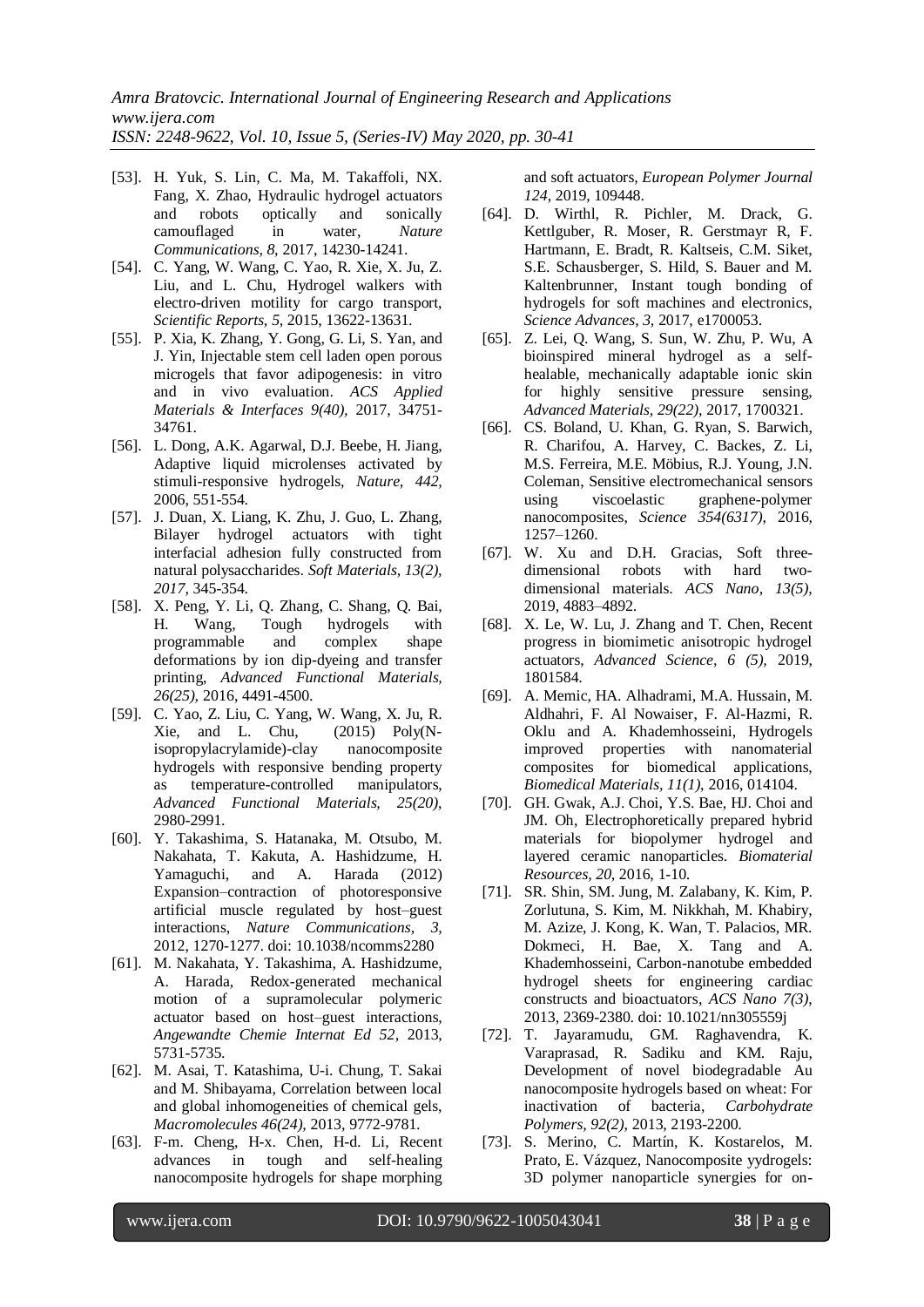[53]. H. Yuk, S. Lin, C. Ma, M. Takaffoli, NX. Fang, X. Zhao, Hydraulic hydrogel actuators and robots optically and sonically camouflaged in water, *Nature Communications, 8*, 2017, 14230-14241.

[54]. C. Yang, W. Wang, C. Yao, R. Xie, X. Ju, Z. Liu, and L. Chu, Hydrogel walkers with electro-driven motility for cargo transport, *Scientific Reports, 5*, 2015, 13622-13631.

[55]. P. Xia, K. Zhang, Y. Gong, G. Li, S. Yan, and J. Yin, Injectable stem cell laden open porous microgels that favor adipogenesis: in vitro and in vivo evaluation. *ACS Applied Materials & Interfaces 9(40)*, 2017, 34751-34761.

[56]. L. Dong, A.K. Agarwal, D.J. Beebe, H. Jiang, Adaptive liquid microlenses activated by stimuli-responsive hydrogels, *Nature, 442*, 2006, 551-554.

[57]. J. Duan, X. Liang, K. Zhu, J. Guo, L. Zhang, Bilayer hydrogel actuators with tight interfacial adhesion fully constructed from natural polysaccharides. *Soft Materials, 13(2), 2017*, 345-354.

[58]. X. Peng, Y. Li, Q. Zhang, C. Shang, Q. Bai, H. Wang, Tough hydrogels with programmable and complex shape deformations by ion dip-dyeing and transfer printing, *Advanced Functional Materials, 26(25)*, 2016, 4491-4500.

[59]. C. Yao, Z. Liu, C. Yang, W. Wang, X. Ju, R. Xie, and L. Chu, (2015) Poly(N-isopropylacrylamide)-clay nanocomposite hydrogels with responsive bending property as temperature-controlled manipulators, *Advanced Functional Materials, 25(20)*, 2980-2991.

[60]. Y. Takashima, S. Hatanaka, M. Otsubo, M. Nakahata, T. Kakuta, A. Hashidzume, H. Yamaguchi, and A. Harada (2012) Expansion–contraction of photoresponsive artificial muscle regulated by host–guest interactions, *Nature Communications, 3*, 2012, 1270-1277. doi: 10.1038/ncomms2280

[61]. M. Nakahata, Y. Takashima, A. Hashidzume, A. Harada, Redox-generated mechanical motion of a supramolecular polymeric actuator based on host–guest interactions, *Angewandte Chemie Internat Ed 52*, 2013, 5731-5735.

[62]. M. Asai, T. Katashima, U-i. Chung, T. Sakai and M. Shibayama, Correlation between local and global inhomogeneities of chemical gels, *Macromolecules 46(24)*, 2013, 9772-9781.

[63]. F-m. Cheng, H-x. Chen, H-d. Li, Recent advances in tough and self-healing nanocomposite hydrogels for shape morphing and soft actuators, *European Polymer Journal 124*, 2019, 109448.

[64]. D. Wirthl, R. Pichler, M. Drack, G. Kettlguber, R. Moser, R. Gerstmayr R, F. Hartmann, E. Bradt, R. Kaltseis, C.M. Siket, S.E. Schausberger, S. Hild, S. Bauer and M. Kaltenbrunner, Instant tough bonding of hydrogels for soft machines and electronics, *Science Advances, 3*, 2017, e1700053.

[65]. Z. Lei, Q. Wang, S. Sun, W. Zhu, P. Wu, A bioinspired mineral hydrogel as a self-healable, mechanically adaptable ionic skin for highly sensitive pressure sensing, *Advanced Materials, 29(22)*, 2017, 1700321.

[66]. CS. Boland, U. Khan, G. Ryan, S. Barwich, R. Charifou, A. Harvey, C. Backes, Z. Li, M.S. Ferreira, M.E. Möbius, R.J. Young, J.N. Coleman, Sensitive electromechanical sensors using viscoelastic graphene-polymer nanocomposites, *Science 354(6317)*, 2016, 1257–1260.

[67]. W. Xu and D.H. Gracias, Soft three-dimensional robots with hard two-dimensional materials. *ACS Nano, 13(5)*, 2019, 4883–4892.

[68]. X. Le, W. Lu, J. Zhang and T. Chen, Recent progress in biomimetic anisotropic hydrogel actuators, *Advanced Science, 6 (5)*, 2019, 1801584.

[69]. A. Memic, HA. Alhadrami, M.A. Hussain, M. Aldhahri, F. Al Nowaiser, F. Al-Hazmi, R. Oklu and A. Khademhosseini, Hydrogels improved properties with nanomaterial composites for biomedical applications, *Biomedical Materials, 11(1)*, 2016, 014104.

[70]. GH. Gwak, A.J. Choi, Y.S. Bae, HJ. Choi and JM. Oh, Electrophoretically prepared hybrid materials for biopolymer hydrogel and layered ceramic nanoparticles. *Biomaterial Resources, 20*, 2016, 1-10.

[71]. SR. Shin, SM. Jung, M. Zalabany, K. Kim, P. Zorlutuna, S. Kim, M. Nikkhah, M. Khabiry, M. Azize, J. Kong, K. Wan, T. Palacios, MR. Dokmeci, H. Bae, X. Tang and A. Khademhosseini, Carbon-nanotube embedded hydrogel sheets for engineering cardiac constructs and bioactuators, *ACS Nano 7(3)*, 2013, 2369-2380. doi: 10.1021/nn305559j

[72]. T. Jayaramudu, GM. Raghavendra, K. Varaprasad, R. Sadiku and KM. Raju, Development of novel biodegradable Au nanocomposite hydrogels based on wheat: For inactivation of bacteria, *Carbohydrate Polymers, 92(2)*, 2013, 2193-2200.

[73]. S. Merino, C. Martín, K. Kostarelos, M. Prato, E. Vázquez, Nanocomposite yydrogels: 3D polymer nanoparticle synergies for on-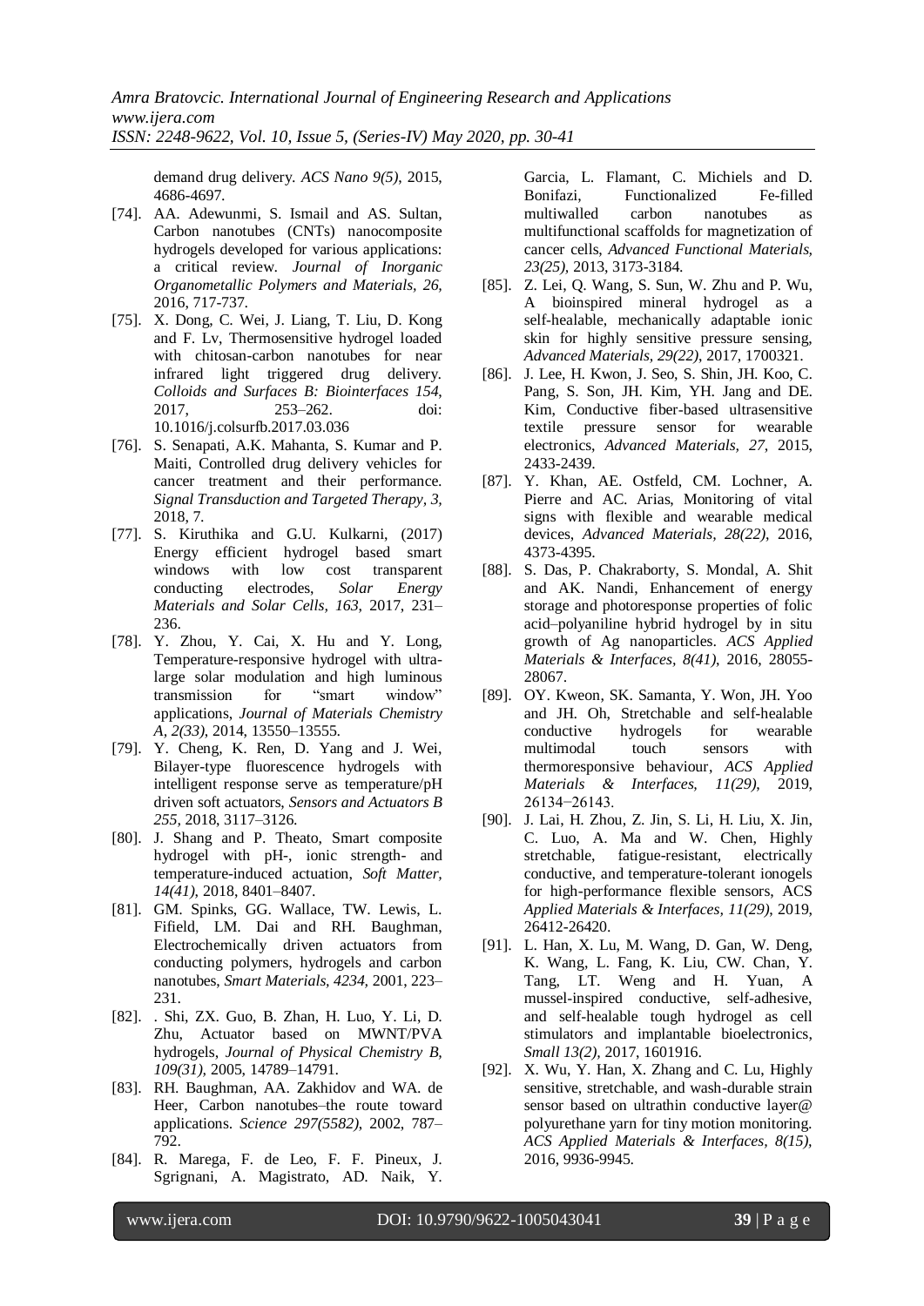demand drug delivery. *ACS Nano 9(5)*, 2015, 4686-4697.

[74]. AA. Adewunmi, S. Ismail and AS. Sultan, Carbon nanotubes (CNTs) nanocomposite hydrogels developed for various applications: a critical review. *Journal of Inorganic Organometallic Polymers and Materials, 26*, 2016, 717-737.

[75]. X. Dong, C. Wei, J. Liang, T. Liu, D. Kong and F. Lv, Thermosensitive hydrogel loaded with chitosan-carbon nanotubes for near infrared light triggered drug delivery. *Colloids and Surfaces B: Biointerfaces 154*, 2017, 253–262. doi: 10.1016/j.colsurfb.2017.03.036

[76]. S. Senapati, A.K. Mahanta, S. Kumar and P. Maiti, Controlled drug delivery vehicles for cancer treatment and their performance. *Signal Transduction and Targeted Therapy, 3*, 2018, 7.

[77]. S. Kiruthika and G.U. Kulkarni, (2017) Energy efficient hydrogel based smart windows with low cost transparent conducting electrodes, *Solar Energy Materials and Solar Cells, 163*, 2017, 231–236.

[78]. Y. Zhou, Y. Cai, X. Hu and Y. Long, Temperature-responsive hydrogel with ultra-large solar modulation and high luminous transmission for "smart window" applications, *Journal of Materials Chemistry A, 2(33)*, 2014, 13550–13555.

[79]. Y. Cheng, K. Ren, D. Yang and J. Wei, Bilayer-type fluorescence hydrogels with intelligent response serve as temperature/pH driven soft actuators, *Sensors and Actuators B 255*, 2018, 3117–3126.

[80]. J. Shang and P. Theato, Smart composite hydrogel with pH-, ionic strength- and temperature-induced actuation, *Soft Matter, 14(41)*, 2018, 8401–8407.

[81]. GM. Spinks, GG. Wallace, TW. Lewis, L. Fifield, LM. Dai and RH. Baughman, Electrochemically driven actuators from conducting polymers, hydrogels and carbon nanotubes, *Smart Materials, 4234*, 2001, 223–231.

[82]. . Shi, ZX. Guo, B. Zhan, H. Luo, Y. Li, D. Zhu, Actuator based on MWNT/PVA hydrogels, *Journal of Physical Chemistry B, 109(31)*, 2005, 14789–14791.

[83]. RH. Baughman, AA. Zakhidov and WA. de Heer, Carbon nanotubes–the route toward applications. *Science 297(5582)*, 2002, 787–792.

[84]. R. Marega, F. de Leo, F. F. Pineux, J. Sgrignani, A. Magistrato, AD. Naik, Y. Garcia, L. Flamant, C. Michiels and D. Bonifazi, Functionalized Fe-filled multiwalled carbon nanotubes as multifunctional scaffolds for magnetization of cancer cells, *Advanced Functional Materials, 23(25)*, 2013, 3173-3184.

[85]. Z. Lei, Q. Wang, S. Sun, W. Zhu and P. Wu, A bioinspired mineral hydrogel as a self-healable, mechanically adaptable ionic skin for highly sensitive pressure sensing, *Advanced Materials, 29(22)*, 2017, 1700321.

[86]. J. Lee, H. Kwon, J. Seo, S. Shin, JH. Koo, C. Pang, S. Son, JH. Kim, YH. Jang and DE. Kim, Conductive fiber-based ultrasensitive textile pressure sensor for wearable electronics, *Advanced Materials, 27*, 2015, 2433-2439.

[87]. Y. Khan, AE. Ostfeld, CM. Lochner, A. Pierre and AC. Arias, Monitoring of vital signs with flexible and wearable medical devices, *Advanced Materials, 28(22)*, 2016, 4373-4395.

[88]. S. Das, P. Chakraborty, S. Mondal, A. Shit and AK. Nandi, Enhancement of energy storage and photoresponse properties of folic acid–polyaniline hybrid hydrogel by in situ growth of Ag nanoparticles. *ACS Applied Materials & Interfaces, 8(41)*, 2016, 28055-28067.

[89]. OY. Kweon, SK. Samanta, Y. Won, JH. Yoo and JH. Oh, Stretchable and self-healable conductive hydrogels for wearable multimodal touch sensors with thermoresponsive behaviour, *ACS Applied Materials & Interfaces, 11(29)*, 2019, 26134−26143.

[90]. J. Lai, H. Zhou, Z. Jin, S. Li, H. Liu, X. Jin, C. Luo, A. Ma and W. Chen, Highly stretchable, fatigue-resistant, electrically conductive, and temperature-tolerant ionogels for high-performance flexible sensors, ACS *Applied Materials & Interfaces, 11(29)*, 2019, 26412-26420.

[91]. L. Han, X. Lu, M. Wang, D. Gan, W. Deng, K. Wang, L. Fang, K. Liu, CW. Chan, Y. Tang, LT. Weng and H. Yuan, A mussel-inspired conductive, self-adhesive, and self-healable tough hydrogel as cell stimulators and implantable bioelectronics, *Small 13(2)*, 2017, 1601916.

[92]. X. Wu, Y. Han, X. Zhang and C. Lu, Highly sensitive, stretchable, and wash-durable strain sensor based on ultrathin conductive layer@ polyurethane yarn for tiny motion monitoring. *ACS Applied Materials & Interfaces, 8(15)*, 2016, 9936-9945.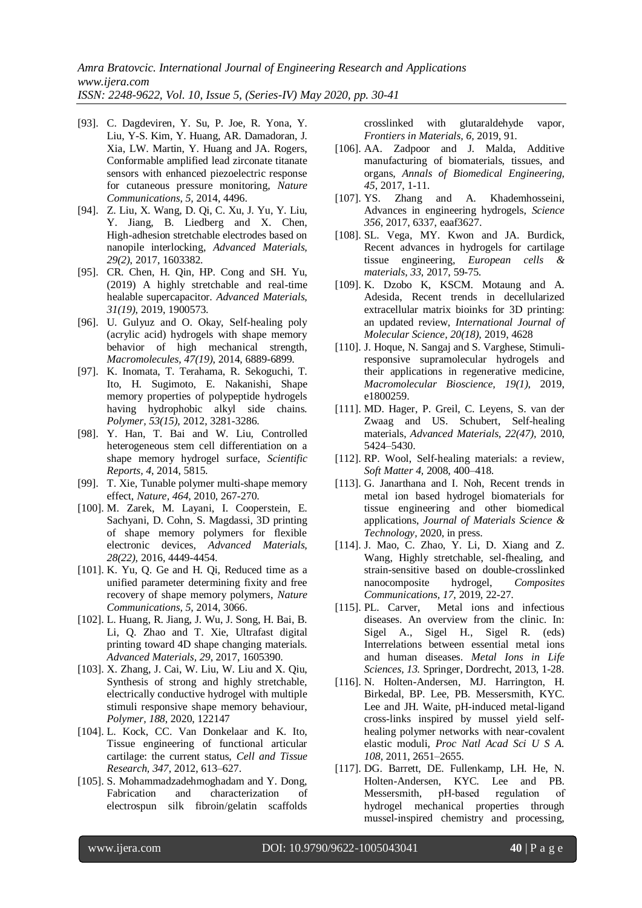[93]. C. Dagdeviren, Y. Su, P. Joe, R. Yona, Y. Liu, Y-S. Kim, Y. Huang, AR. Damadoran, J. Xia, LW. Martin, Y. Huang and JA. Rogers, Conformable amplified lead zirconate titanate sensors with enhanced piezoelectric response for cutaneous pressure monitoring, *Nature Communications, 5*, 2014, 4496.

[94]. Z. Liu, X. Wang, D. Qi, C. Xu, J. Yu, Y. Liu, Y. Jiang, B. Liedberg and X. Chen, High-adhesion stretchable electrodes based on nanopile interlocking, *Advanced Materials, 29(2)*, 2017, 1603382.

[95]. CR. Chen, H. Qin, HP. Cong and SH. Yu, (2019) A highly stretchable and real-time healable supercapacitor. *Advanced Materials, 31(19)*, 2019, 1900573.

[96]. U. Gulyuz and O. Okay, Self-healing poly (acrylic acid) hydrogels with shape memory behavior of high mechanical strength, *Macromolecules, 47(19)*, 2014, 6889-6899.

[97]. K. Inomata, T. Terahama, R. Sekoguchi, T. Ito, H. Sugimoto, E. Nakanishi, Shape memory properties of polypeptide hydrogels having hydrophobic alkyl side chains. *Polymer, 53(15)*, 2012, 3281-3286.

[98]. Y. Han, T. Bai and W. Liu, Controlled heterogeneous stem cell differentiation on a shape memory hydrogel surface, *Scientific Reports, 4*, 2014, 5815.

[99]. T. Xie, Tunable polymer multi-shape memory effect, *Nature, 464*, 2010, 267-270.

[100]. M. Zarek, M. Layani, I. Cooperstein, E. Sachyani, D. Cohn, S. Magdassi, 3D printing of shape memory polymers for flexible electronic devices, *Advanced Materials, 28(22)*, 2016, 4449-4454.

[101]. K. Yu, Q. Ge and H. Qi, Reduced time as a unified parameter determining fixity and free recovery of shape memory polymers, *Nature Communications, 5*, 2014, 3066.

[102]. L. Huang, R. Jiang, J. Wu, J. Song, H. Bai, B. Li, Q. Zhao and T. Xie, Ultrafast digital printing toward 4D shape changing materials. *Advanced Materials, 29*, 2017, 1605390.

[103]. X. Zhang, J. Cai, W. Liu, W. Liu and X. Qiu, Synthesis of strong and highly stretchable, electrically conductive hydrogel with multiple stimuli responsive shape memory behaviour, *Polymer, 188*, 2020, 122147

[104]. L. Kock, CC. Van Donkelaar and K. Ito, Tissue engineering of functional articular cartilage: the current status, *Cell and Tissue Research, 347*, 2012, 613–627.

[105]. S. Mohammadzadehmoghadam and Y. Dong, Fabrication and characterization of electrospun silk fibroin/gelatin scaffolds crosslinked with glutaraldehyde vapor, *Frontiers in Materials, 6*, 2019, 91.

[106]. AA. Zadpoor and J. Malda, Additive manufacturing of biomaterials, tissues, and organs, *Annals of Biomedical Engineering, 45*, 2017, 1-11.

[107]. YS. Zhang and A. Khademhosseini, Advances in engineering hydrogels, *Science 356*, 2017, 6337, eaaf3627.

[108]. SL. Vega, MY. Kwon and JA. Burdick, Recent advances in hydrogels for cartilage tissue engineering, *European cells & materials, 33*, 2017, 59-75.

[109]. K. Dzobo K, KSCM. Motaung and A. Adesida, Recent trends in decellularized extracellular matrix bioinks for 3D printing: an updated review, *International Journal of Molecular Science, 20(18)*, 2019, 4628

[110]. J. Hoque, N. Sangaj and S. Varghese, Stimuli-responsive supramolecular hydrogels and their applications in regenerative medicine, *Macromolecular Bioscience, 19(1)*, 2019, e1800259.

[111]. MD. Hager, P. Greil, C. Leyens, S. van der Zwaag and US. Schubert, Self-healing materials, *Advanced Materials, 22(47)*, 2010, 5424–5430.

[112]. RP. Wool, Self-healing materials: a review, *Soft Matter 4*, 2008, 400–418.

[113]. G. Janarthana and I. Noh, Recent trends in metal ion based hydrogel biomaterials for tissue engineering and other biomedical applications, *Journal of Materials Science & Technology*, 2020, in press.

[114]. J. Mao, C. Zhao, Y. Li, D. Xiang and Z. Wang, Highly stretchable, sel-fhealing, and strain-sensitive based on double-crosslinked nanocomposite hydrogel, *Composites Communications, 17*, 2019, 22-27.

[115]. PL. Carver, Metal ions and infectious diseases. An overview from the clinic. In: Sigel A., Sigel H., Sigel R. (eds) Interrelations between essential metal ions and human diseases. *Metal Ions in Life Sciences, 13.* Springer, Dordrecht, 2013, 1-28.

[116]. N. Holten-Andersen, MJ. Harrington, H. Birkedal, BP. Lee, PB. Messersmith, KYC. Lee and JH. Waite, pH-induced metal-ligand cross-links inspired by mussel yield self-healing polymer networks with near-covalent elastic moduli, *Proc Natl Acad Sci U S A. 108*, 2011, 2651–2655.

[117]. DG. Barrett, DE. Fullenkamp, LH. He, N. Holten-Andersen, KYC. Lee and PB. Messersmith, pH-based regulation of hydrogel mechanical properties through mussel-inspired chemistry and processing,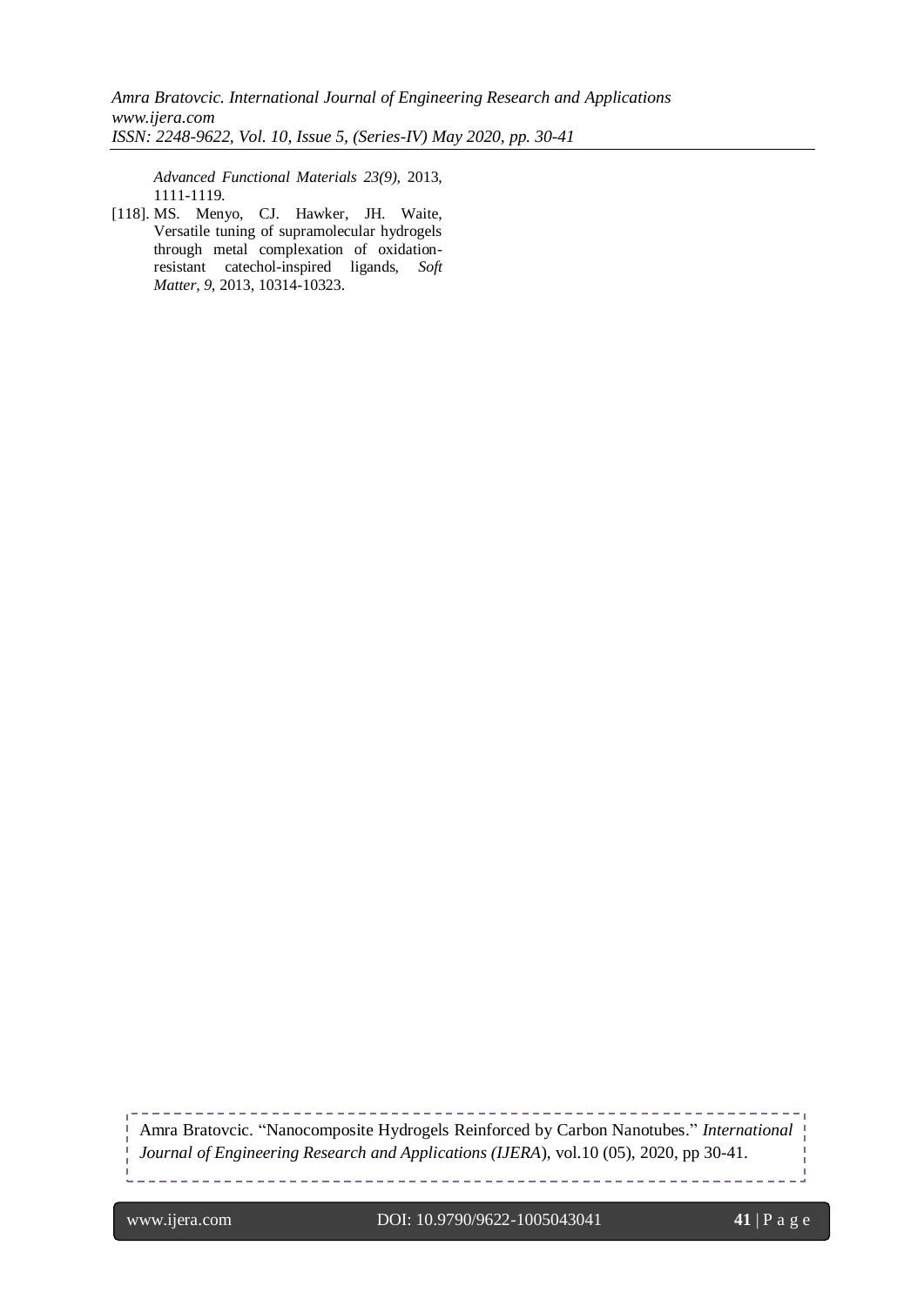*Advanced Functional Materials 23(9)*, 2013, 1111-1119.

[118]. MS. Menyo, CJ. Hawker, JH. Waite, Versatile tuning of supramolecular hydrogels through metal complexation of oxidation-resistant catechol-inspired ligands, *Soft Matter, 9,* 2013, 10314-10323.

Amra Bratovcic. "Nanocomposite Hydrogels Reinforced by Carbon Nanotubes." *International Journal of Engineering Research and Applications (IJERA*), vol.10 (05), 2020, pp 30-41.